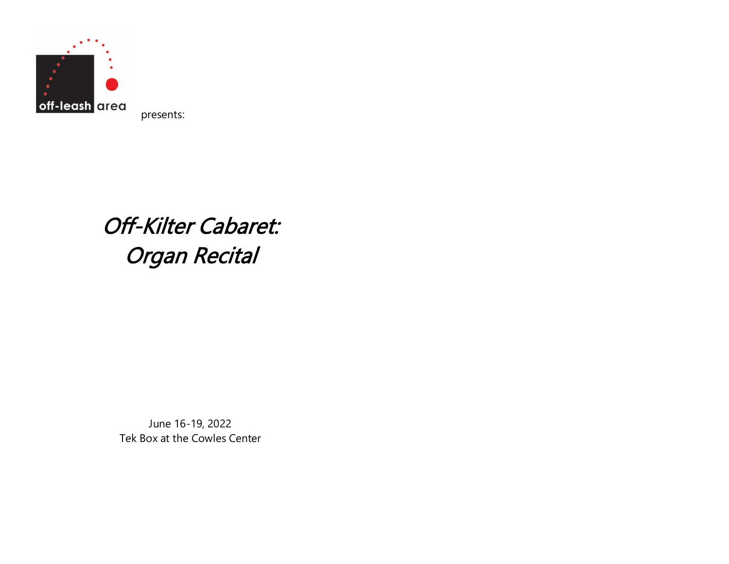off-leash area presents:

# *Off-Kilter Cabaret: Organ Recital*

June 16-19, 2022
Tek Box at the Cowles Center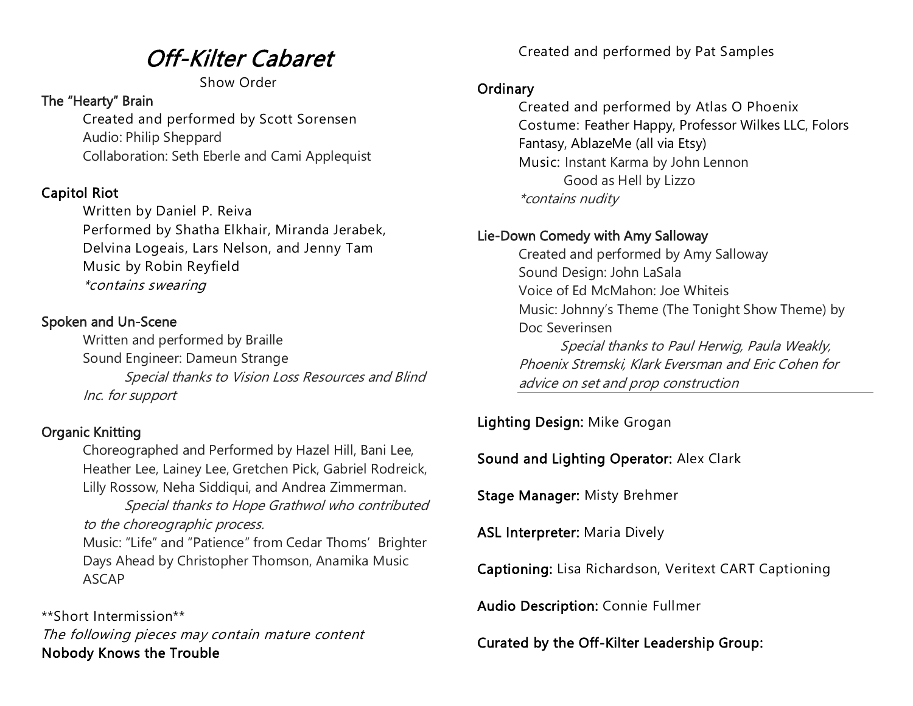# *Off-Kilter Cabaret*

Show Order

**The "Hearty" Brain**

Created and performed by Scott Sorensen
Audio: Philip Sheppard
Collaboration: Seth Eberle and Cami Applequist

**Capitol Riot**

Written by Daniel P. Reiva
Performed by Shatha Elkhair, Miranda Jerabek, Delvina Logeais, Lars Nelson, and Jenny Tam
Music by Robin Reyfield
**contains swearing*

**Spoken and Un-Scene**

Written and performed by Braille
Sound Engineer: Dameun Strange
*Special thanks to Vision Loss Resources and Blind Inc. for support*

**Organic Knitting**

Choreographed and Performed by Hazel Hill, Bani Lee, Heather Lee, Lainey Lee, Gretchen Pick, Gabriel Rodreick, Lilly Rossow, Neha Siddiqui, and Andrea Zimmerman.
*Special thanks to Hope Grathwol who contributed to the choreographic process.*
Music: "Life" and "Patience" from Cedar Thoms' Brighter Days Ahead by Christopher Thomson, Anamika Music ASCAP

**Short Intermission**

*The following pieces may contain mature content*

**Nobody Knows the Trouble**

Created and performed by Pat Samples

**Ordinary**

Created and performed by Atlas O Phoenix
Costume: Feather Happy, Professor Wilkes LLC, Folors Fantasy, AblazeMe (all via Etsy)
Music: Instant Karma by John Lennon
Good as Hell by Lizzo
**contains nudity*

**Lie-Down Comedy with Amy Salloway**

Created and performed by Amy Salloway
Sound Design: John LaSala
Voice of Ed McMahon: Joe Whiteis
Music: Johnny's Theme (The Tonight Show Theme) by Doc Severinsen
*Special thanks to Paul Herwig, Paula Weakly, Phoenix Stremski, Klark Eversman and Eric Cohen for advice on set and prop construction*

---

**Lighting Design:** Mike Grogan

**Sound and Lighting Operator:** Alex Clark

**Stage Manager:** Misty Brehmer

**ASL Interpreter:** Maria Dively

**Captioning:** Lisa Richardson, Veritext CART Captioning

**Audio Description:** Connie Fullmer

**Curated by the Off-Kilter Leadership Group:**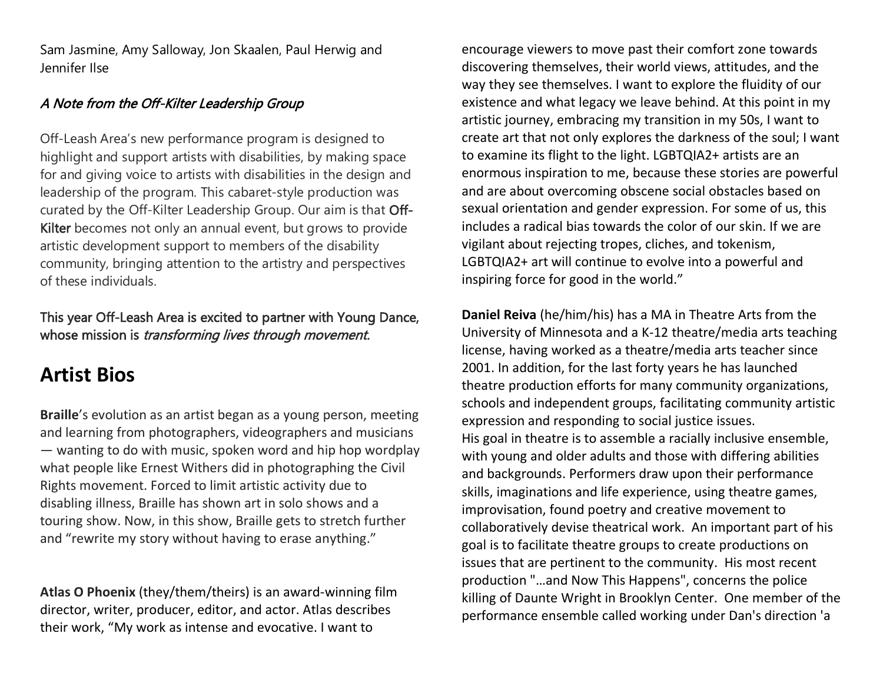Sam Jasmine, Amy Salloway, Jon Skaalen, Paul Herwig and Jennifer Ilse

### *A Note from the Off-Kilter Leadership Group*

Off-Leash Area's new performance program is designed to highlight and support artists with disabilities, by making space for and giving voice to artists with disabilities in the design and leadership of the program. This cabaret-style production was curated by the Off-Kilter Leadership Group. Our aim is that Off-Kilter becomes not only an annual event, but grows to provide artistic development support to members of the disability community, bringing attention to the artistry and perspectives of these individuals.

This year Off-Leash Area is excited to partner with Young Dance, whose mission is *transforming lives through movement.*

## Artist Bios

**Braille**'s evolution as an artist began as a young person, meeting and learning from photographers, videographers and musicians — wanting to do with music, spoken word and hip hop wordplay what people like Ernest Withers did in photographing the Civil Rights movement. Forced to limit artistic activity due to disabling illness, Braille has shown art in solo shows and a touring show. Now, in this show, Braille gets to stretch further and "rewrite my story without having to erase anything."

**Atlas O Phoenix** (they/them/theirs) is an award-winning film director, writer, producer, editor, and actor. Atlas describes their work, "My work as intense and evocative. I want to encourage viewers to move past their comfort zone towards discovering themselves, their world views, attitudes, and the way they see themselves. I want to explore the fluidity of our existence and what legacy we leave behind. At this point in my artistic journey, embracing my transition in my 50s, I want to create art that not only explores the darkness of the soul; I want to examine its flight to the light. LGBTQIA2+ artists are an enormous inspiration to me, because these stories are powerful and are about overcoming obscene social obstacles based on sexual orientation and gender expression. For some of us, this includes a radical bias towards the color of our skin. If we are vigilant about rejecting tropes, cliches, and tokenism, LGBTQIA2+ art will continue to evolve into a powerful and inspiring force for good in the world."

**Daniel Reiva** (he/him/his) has a MA in Theatre Arts from the University of Minnesota and a K-12 theatre/media arts teaching license, having worked as a theatre/media arts teacher since 2001. In addition, for the last forty years he has launched theatre production efforts for many community organizations, schools and independent groups, facilitating community artistic expression and responding to social justice issues.
His goal in theatre is to assemble a racially inclusive ensemble, with young and older adults and those with differing abilities and backgrounds. Performers draw upon their performance skills, imaginations and life experience, using theatre games, improvisation, found poetry and creative movement to collaboratively devise theatrical work. An important part of his goal is to facilitate theatre groups to create productions on issues that are pertinent to the community. His most recent production "…and Now This Happens", concerns the police killing of Daunte Wright in Brooklyn Center. One member of the performance ensemble called working under Dan's direction 'a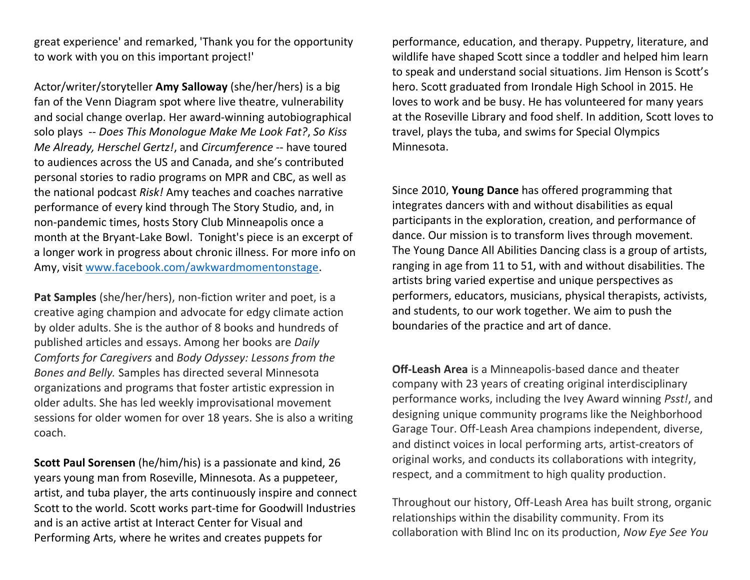great experience' and remarked, 'Thank you for the opportunity to work with you on this important project!'

Actor/writer/storyteller **Amy Salloway** (she/her/hers) is a big fan of the Venn Diagram spot where live theatre, vulnerability and social change overlap. Her award-winning autobiographical solo plays -- *Does This Monologue Make Me Look Fat?*, *So Kiss Me Already, Herschel Gertz!*, and *Circumference* -- have toured to audiences across the US and Canada, and she's contributed personal stories to radio programs on MPR and CBC, as well as the national podcast *Risk!* Amy teaches and coaches narrative performance of every kind through The Story Studio, and, in non-pandemic times, hosts Story Club Minneapolis once a month at the Bryant-Lake Bowl. Tonight's piece is an excerpt of a longer work in progress about chronic illness. For more info on Amy, visit www.facebook.com/awkwardmomentonstage.

**Pat Samples** (she/her/hers), non-fiction writer and poet, is a creative aging champion and advocate for edgy climate action by older adults. She is the author of 8 books and hundreds of published articles and essays. Among her books are *Daily Comforts for Caregivers* and *Body Odyssey: Lessons from the Bones and Belly.* Samples has directed several Minnesota organizations and programs that foster artistic expression in older adults. She has led weekly improvisational movement sessions for older women for over 18 years. She is also a writing coach.

**Scott Paul Sorensen** (he/him/his) is a passionate and kind, 26 years young man from Roseville, Minnesota. As a puppeteer, artist, and tuba player, the arts continuously inspire and connect Scott to the world. Scott works part-time for Goodwill Industries and is an active artist at Interact Center for Visual and Performing Arts, where he writes and creates puppets for performance, education, and therapy. Puppetry, literature, and wildlife have shaped Scott since a toddler and helped him learn to speak and understand social situations. Jim Henson is Scott's hero. Scott graduated from Irondale High School in 2015. He loves to work and be busy. He has volunteered for many years at the Roseville Library and food shelf. In addition, Scott loves to travel, plays the tuba, and swims for Special Olympics Minnesota.

Since 2010, **Young Dance** has offered programming that integrates dancers with and without disabilities as equal participants in the exploration, creation, and performance of dance. Our mission is to transform lives through movement. The Young Dance All Abilities Dancing class is a group of artists, ranging in age from 11 to 51, with and without disabilities. The artists bring varied expertise and unique perspectives as performers, educators, musicians, physical therapists, activists, and students, to our work together. We aim to push the boundaries of the practice and art of dance.

**Off-Leash Area** is a Minneapolis-based dance and theater company with 23 years of creating original interdisciplinary performance works, including the Ivey Award winning *Psst!*, and designing unique community programs like the Neighborhood Garage Tour. Off-Leash Area champions independent, diverse, and distinct voices in local performing arts, artist-creators of original works, and conducts its collaborations with integrity, respect, and a commitment to high quality production.

Throughout our history, Off-Leash Area has built strong, organic relationships within the disability community. From its collaboration with Blind Inc on its production, *Now Eye See You*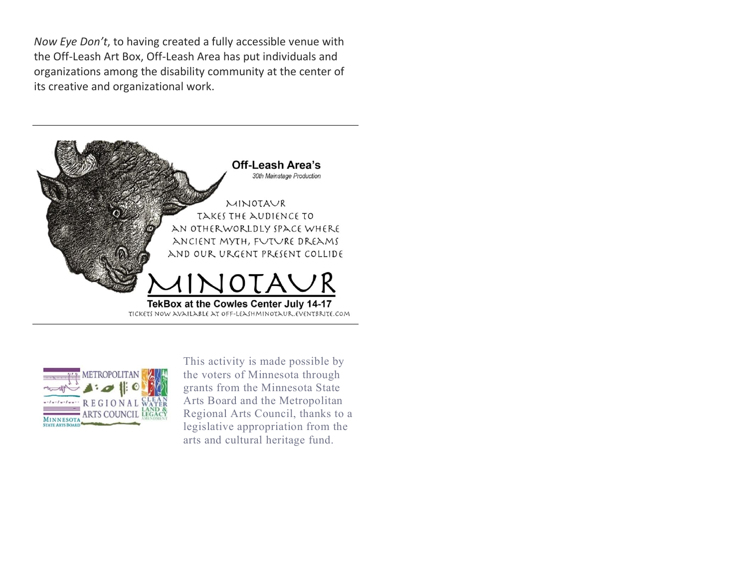*Now Eye Don't*, to having created a fully accessible venue with the Off-Leash Art Box, Off-Leash Area has put individuals and organizations among the disability community at the center of its creative and organizational work.

---

**Off-Leash Area's**

*30th Mainstage Production*

MINOTAUR TAKES THE AUDIENCE TO AN OTHERWORLDLY SPACE WHERE ANCIENT MYTH, FUTURE DREAMS AND OUR URGENT PRESENT COLLIDE

# MINOTAUR

**TekBox at the Cowles Center July 14-17**

TICKETS NOW AVAILABLE AT OFF-LEASHMINOTAUR.EVENTBRITE.COM

---

METROPOLITAN REGIONAL ARTS COUNCIL

MINNESOTA STATE ARTS BOARD

CLEAN WATER LAND & LEGACY AMENDMENT

This activity is made possible by the voters of Minnesota through grants from the Minnesota State Arts Board and the Metropolitan Regional Arts Council, thanks to a legislative appropriation from the arts and cultural heritage fund.